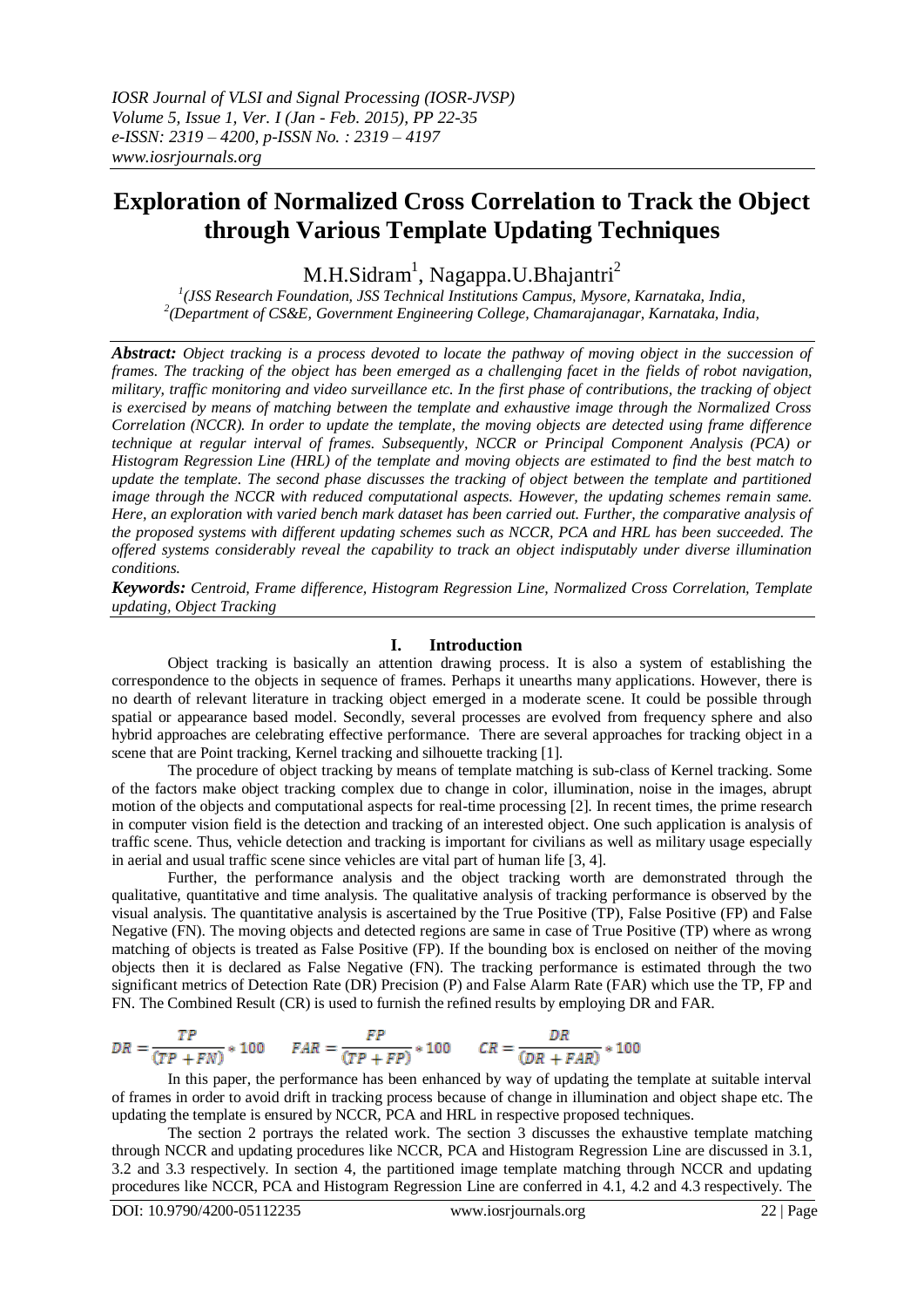*IOSR Journal of VLSI and Signal Processing (IOSR-JVSP)*
*Volume 5, Issue 1, Ver. I (Jan - Feb. 2015), PP 22-35*
*e-ISSN: 2319 – 4200, p-ISSN No. : 2319 – 4197*
*www.iosrjournals.org*

# Exploration of Normalized Cross Correlation to Track the Object through Various Template Updating Techniques

M.H.Sidram[1], Nagappa.U.Bhajantri[2]

[1](JSS Research Foundation, JSS Technical Institutions Campus, Mysore, Karnataka, India,
[2](Department of CS&E, Government Engineering College, Chamarajanagar, Karnataka, India,

***Abstract:*** *Object tracking is a process devoted to locate the pathway of moving object in the succession of frames. The tracking of the object has been emerged as a challenging facet in the fields of robot navigation, military, traffic monitoring and video surveillance etc. In the first phase of contributions, the tracking of object is exercised by means of matching between the template and exhaustive image through the Normalized Cross Correlation (NCCR). In order to update the template, the moving objects are detected using frame difference technique at regular interval of frames. Subsequently, NCCR or Principal Component Analysis (PCA) or Histogram Regression Line (HRL) of the template and moving objects are estimated to find the best match to update the template. The second phase discusses the tracking of object between the template and partitioned image through the NCCR with reduced computational aspects. However, the updating schemes remain same. Here, an exploration with varied bench mark dataset has been carried out. Further, the comparative analysis of the proposed systems with different updating schemes such as NCCR, PCA and HRL has been succeeded. The offered systems considerably reveal the capability to track an object indisputably under diverse illumination conditions.*

***Keywords:*** *Centroid, Frame difference, Histogram Regression Line, Normalized Cross Correlation, Template updating, Object Tracking*

## I. Introduction

Object tracking is basically an attention drawing process. It is also a system of establishing the correspondence to the objects in sequence of frames. Perhaps it unearths many applications. However, there is no dearth of relevant literature in tracking object emerged in a moderate scene. It could be possible through spatial or appearance based model. Secondly, several processes are evolved from frequency sphere and also hybrid approaches are celebrating effective performance. There are several approaches for tracking object in a scene that are Point tracking, Kernel tracking and silhouette tracking [1].

The procedure of object tracking by means of template matching is sub-class of Kernel tracking. Some of the factors make object tracking complex due to change in color, illumination, noise in the images, abrupt motion of the objects and computational aspects for real-time processing [2]. In recent times, the prime research in computer vision field is the detection and tracking of an interested object. One such application is analysis of traffic scene. Thus, vehicle detection and tracking is important for civilians as well as military usage especially in aerial and usual traffic scene since vehicles are vital part of human life [3, 4].

Further, the performance analysis and the object tracking worth are demonstrated through the qualitative, quantitative and time analysis. The qualitative analysis of tracking performance is observed by the visual analysis. The quantitative analysis is ascertained by the True Positive (TP), False Positive (FP) and False Negative (FN). The moving objects and detected regions are same in case of True Positive (TP) where as wrong matching of objects is treated as False Positive (FP). If the bounding box is enclosed on neither of the moving objects then it is declared as False Negative (FN). The tracking performance is estimated through the two significant metrics of Detection Rate (DR) Precision (P) and False Alarm Rate (FAR) which use the TP, FP and FN. The Combined Result (CR) is used to furnish the refined results by employing DR and FAR.

$$DR = \frac{TP}{(TP + FN)} * 100 \qquad FAR = \frac{FP}{(TP + FP)} * 100 \qquad CR = \frac{DR}{(DR + FAR)} * 100$$

In this paper, the performance has been enhanced by way of updating the template at suitable interval of frames in order to avoid drift in tracking process because of change in illumination and object shape etc. The updating the template is ensured by NCCR, PCA and HRL in respective proposed techniques.

The section 2 portrays the related work. The section 3 discusses the exhaustive template matching through NCCR and updating procedures like NCCR, PCA and Histogram Regression Line are discussed in 3.1, 3.2 and 3.3 respectively. In section 4, the partitioned image template matching through NCCR and updating procedures like NCCR, PCA and Histogram Regression Line are conferred in 4.1, 4.2 and 4.3 respectively. The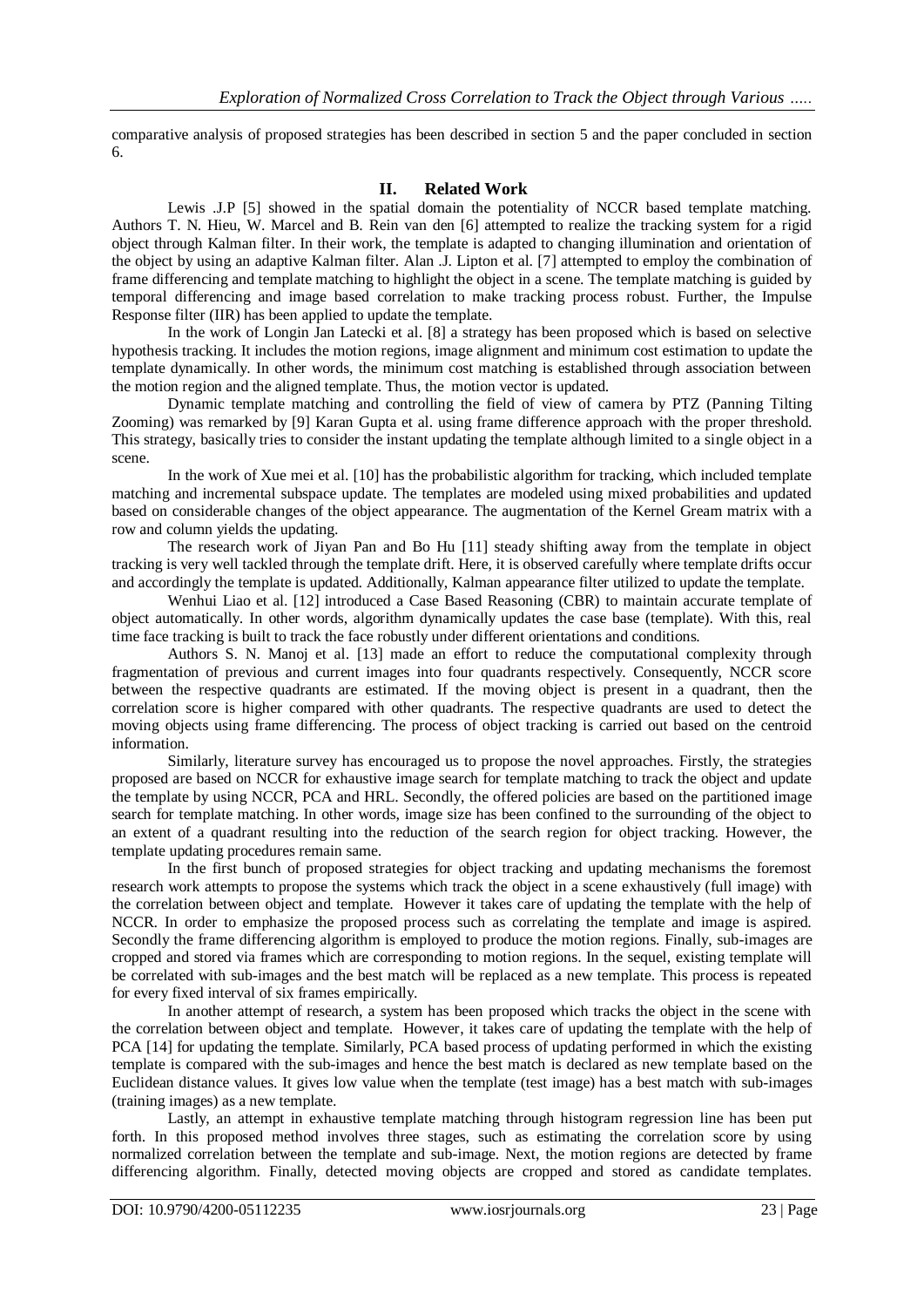comparative analysis of proposed strategies has been described in section 5 and the paper concluded in section 6.

## II. Related Work

Lewis .J.P [5] showed in the spatial domain the potentiality of NCCR based template matching. Authors T. N. Hieu, W. Marcel and B. Rein van den [6] attempted to realize the tracking system for a rigid object through Kalman filter. In their work, the template is adapted to changing illumination and orientation of the object by using an adaptive Kalman filter. Alan .J. Lipton et al. [7] attempted to employ the combination of frame differencing and template matching to highlight the object in a scene. The template matching is guided by temporal differencing and image based correlation to make tracking process robust. Further, the Impulse Response filter (IIR) has been applied to update the template.

In the work of Longin Jan Latecki et al. [8] a strategy has been proposed which is based on selective hypothesis tracking. It includes the motion regions, image alignment and minimum cost estimation to update the template dynamically. In other words, the minimum cost matching is established through association between the motion region and the aligned template. Thus, the motion vector is updated.

Dynamic template matching and controlling the field of view of camera by PTZ (Panning Tilting Zooming) was remarked by [9] Karan Gupta et al. using frame difference approach with the proper threshold. This strategy, basically tries to consider the instant updating the template although limited to a single object in a scene.

In the work of Xue mei et al. [10] has the probabilistic algorithm for tracking, which included template matching and incremental subspace update. The templates are modeled using mixed probabilities and updated based on considerable changes of the object appearance. The augmentation of the Kernel Gream matrix with a row and column yields the updating.

The research work of Jiyan Pan and Bo Hu [11] steady shifting away from the template in object tracking is very well tackled through the template drift. Here, it is observed carefully where template drifts occur and accordingly the template is updated. Additionally, Kalman appearance filter utilized to update the template.

Wenhui Liao et al. [12] introduced a Case Based Reasoning (CBR) to maintain accurate template of object automatically. In other words, algorithm dynamically updates the case base (template). With this, real time face tracking is built to track the face robustly under different orientations and conditions.

Authors S. N. Manoj et al. [13] made an effort to reduce the computational complexity through fragmentation of previous and current images into four quadrants respectively. Consequently, NCCR score between the respective quadrants are estimated. If the moving object is present in a quadrant, then the correlation score is higher compared with other quadrants. The respective quadrants are used to detect the moving objects using frame differencing. The process of object tracking is carried out based on the centroid information.

Similarly, literature survey has encouraged us to propose the novel approaches. Firstly, the strategies proposed are based on NCCR for exhaustive image search for template matching to track the object and update the template by using NCCR, PCA and HRL. Secondly, the offered policies are based on the partitioned image search for template matching. In other words, image size has been confined to the surrounding of the object to an extent of a quadrant resulting into the reduction of the search region for object tracking. However, the template updating procedures remain same.

In the first bunch of proposed strategies for object tracking and updating mechanisms the foremost research work attempts to propose the systems which track the object in a scene exhaustively (full image) with the correlation between object and template. However it takes care of updating the template with the help of NCCR. In order to emphasize the proposed process such as correlating the template and image is aspired. Secondly the frame differencing algorithm is employed to produce the motion regions. Finally, sub-images are cropped and stored via frames which are corresponding to motion regions. In the sequel, existing template will be correlated with sub-images and the best match will be replaced as a new template. This process is repeated for every fixed interval of six frames empirically.

In another attempt of research, a system has been proposed which tracks the object in the scene with the correlation between object and template. However, it takes care of updating the template with the help of PCA [14] for updating the template. Similarly, PCA based process of updating performed in which the existing template is compared with the sub-images and hence the best match is declared as new template based on the Euclidean distance values. It gives low value when the template (test image) has a best match with sub-images (training images) as a new template.

Lastly, an attempt in exhaustive template matching through histogram regression line has been put forth. In this proposed method involves three stages, such as estimating the correlation score by using normalized correlation between the template and sub-image. Next, the motion regions are detected by frame differencing algorithm. Finally, detected moving objects are cropped and stored as candidate templates.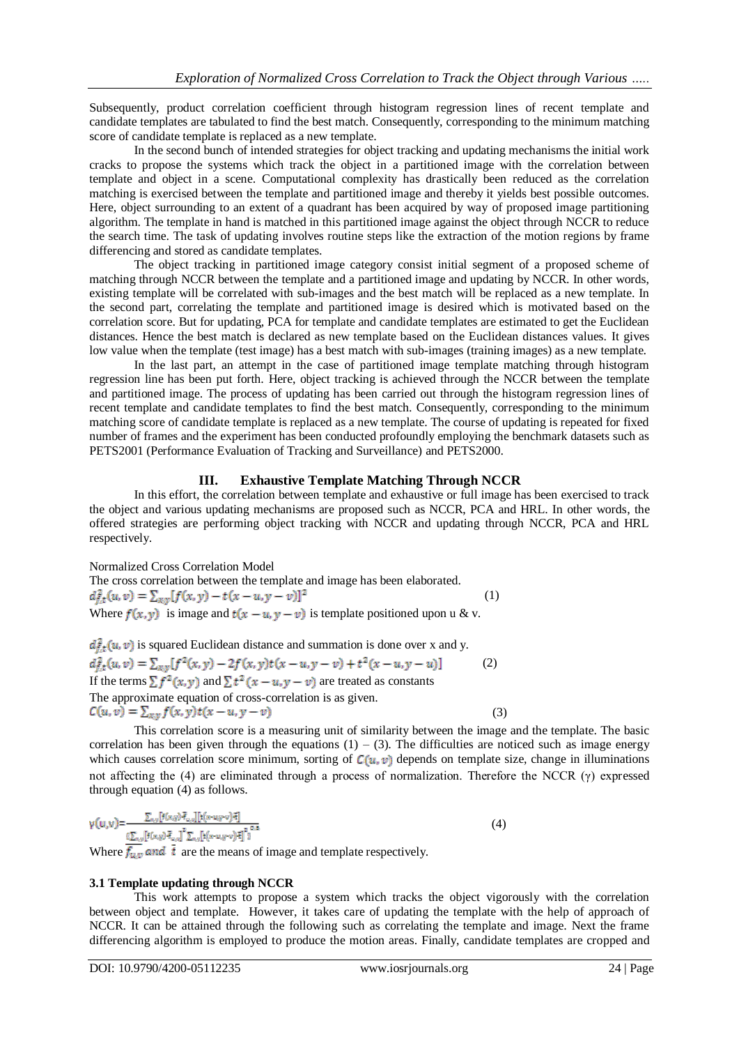Subsequently, product correlation coefficient through histogram regression lines of recent template and candidate templates are tabulated to find the best match. Consequently, corresponding to the minimum matching score of candidate template is replaced as a new template.

In the second bunch of intended strategies for object tracking and updating mechanisms the initial work cracks to propose the systems which track the object in a partitioned image with the correlation between template and object in a scene. Computational complexity has drastically been reduced as the correlation matching is exercised between the template and partitioned image and thereby it yields best possible outcomes. Here, object surrounding to an extent of a quadrant has been acquired by way of proposed image partitioning algorithm. The template in hand is matched in this partitioned image against the object through NCCR to reduce the search time. The task of updating involves routine steps like the extraction of the motion regions by frame differencing and stored as candidate templates.

The object tracking in partitioned image category consist initial segment of a proposed scheme of matching through NCCR between the template and a partitioned image and updating by NCCR. In other words, existing template will be correlated with sub-images and the best match will be replaced as a new template. In the second part, correlating the template and partitioned image is desired which is motivated based on the correlation score. But for updating, PCA for template and candidate templates are estimated to get the Euclidean distances. Hence the best match is declared as new template based on the Euclidean distances values. It gives low value when the template (test image) has a best match with sub-images (training images) as a new template.

In the last part, an attempt in the case of partitioned image template matching through histogram regression line has been put forth. Here, object tracking is achieved through the NCCR between the template and partitioned image. The process of updating has been carried out through the histogram regression lines of recent template and candidate templates to find the best match. Consequently, corresponding to the minimum matching score of candidate template is replaced as a new template. The course of updating is repeated for fixed number of frames and the experiment has been conducted profoundly employing the benchmark datasets such as PETS2001 (Performance Evaluation of Tracking and Surveillance) and PETS2000.

## III. Exhaustive Template Matching Through NCCR

In this effort, the correlation between template and exhaustive or full image has been exercised to track the object and various updating mechanisms are proposed such as NCCR, PCA and HRL. In other words, the offered strategies are performing object tracking with NCCR and updating through NCCR, PCA and HRL respectively.

Normalized Cross Correlation Model

The cross correlation between the template and image has been elaborated.

$$d_{f,t}^2(u,v) = \sum_{xy}[f(x,y) - t(x-u, y-v)]^2 \tag{1}$$

Where $f(x,y)$ is image and $t(x-u, y-v)$ is template positioned upon u & v.

$d_{f,t}^2(u,v)$ is squared Euclidean distance and summation is done over x and y.

$$d_{f,t}^2(u,v) = \sum_{xy}[f^2(x,y) - 2f(x,y)t(x-u,y-v) + t^2(x-u,y-u)] \tag{2}$$

If the terms $\sum f^2(x,y)$ and $\sum t^2(x-u,y-v)$ are treated as constants

The approximate equation of cross-correlation is as given.

$$C(u,v) = \sum_{xy} f(x,y)t(x-u,y-v) \tag{3}$$

This correlation score is a measuring unit of similarity between the image and the template. The basic correlation has been given through the equations (1) – (3). The difficulties are noticed such as image energy which causes correlation score minimum, sorting of $C(u,v)$ depends on template size, change in illuminations not affecting the (4) are eliminated through a process of normalization. Therefore the NCCR (γ) expressed through equation (4) as follows.

$$\gamma(u,v) = \frac{\sum_{x,y}[f(x,y)-\bar{f}_{u,v}][t(x-u,y-v)-\bar{t}]}{\{\sum_{x,y}[f(x,y)-\bar{f}_{u,v}]^2 \sum_{x,y}[t(x-u,y-v)-\bar{t}]^2\}^{0.5}} \tag{4}$$

Where $\bar{f}_{u,v}$ and $\bar{t}$ are the means of image and template respectively.

### 3.1 Template updating through NCCR

This work attempts to propose a system which tracks the object vigorously with the correlation between object and template. However, it takes care of updating the template with the help of approach of NCCR. It can be attained through the following such as correlating the template and image. Next the frame differencing algorithm is employed to produce the motion areas. Finally, candidate templates are cropped and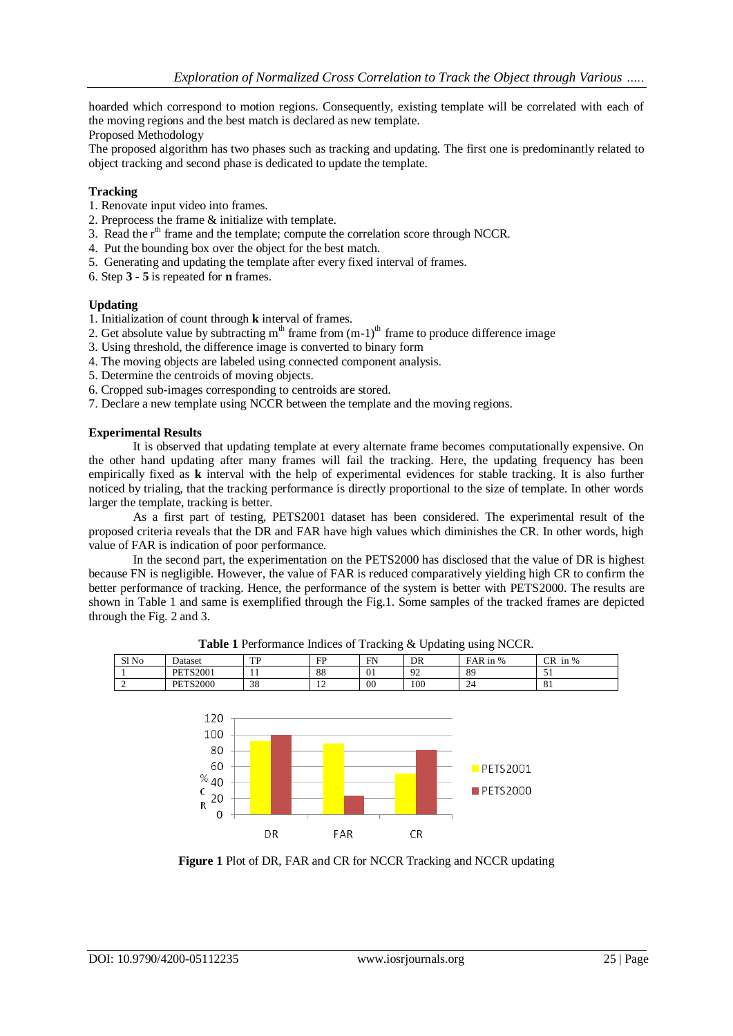hoarded which correspond to motion regions. Consequently, existing template will be correlated with each of the moving regions and the best match is declared as new template.

Proposed Methodology

The proposed algorithm has two phases such as tracking and updating. The first one is predominantly related to object tracking and second phase is dedicated to update the template.

### Tracking

1. Renovate input video into frames.
2. Preprocess the frame & initialize with template.
3. Read the $r^{th}$ frame and the template; compute the correlation score through NCCR.
4. Put the bounding box over the object for the best match.
5. Generating and updating the template after every fixed interval of frames.
6. Step **3 - 5** is repeated for **n** frames.

### Updating

1. Initialization of count through **k** interval of frames.
2. Get absolute value by subtracting $m^{th}$ frame from $(m-1)^{th}$ frame to produce difference image
3. Using threshold, the difference image is converted to binary form
4. The moving objects are labeled using connected component analysis.
5. Determine the centroids of moving objects.
6. Cropped sub-images corresponding to centroids are stored.
7. Declare a new template using NCCR between the template and the moving regions.

### Experimental Results

It is observed that updating template at every alternate frame becomes computationally expensive. On the other hand updating after many frames will fail the tracking. Here, the updating frequency has been empirically fixed as **k** interval with the help of experimental evidences for stable tracking. It is also further noticed by trialing, that the tracking performance is directly proportional to the size of template. In other words larger the template, tracking is better.

As a first part of testing, PETS2001 dataset has been considered. The experimental result of the proposed criteria reveals that the DR and FAR have high values which diminishes the CR. In other words, high value of FAR is indication of poor performance.

In the second part, the experimentation on the PETS2000 has disclosed that the value of DR is highest because FN is negligible. However, the value of FAR is reduced comparatively yielding high CR to confirm the better performance of tracking. Hence, the performance of the system is better with PETS2000. The results are shown in Table 1 and same is exemplified through the Fig.1. Some samples of the tracked frames are depicted through the Fig. 2 and 3.

**Table 1** Performance Indices of Tracking & Updating using NCCR.

| Sl No | Dataset | TP | FP | FN | DR | FAR in % | CR in % |
|---|---|---|---|---|---|---|---|
| 1 | PETS2001 | 11 | 88 | 01 | 92 | 89 | 51 |
| 2 | PETS2000 | 38 | 12 | 00 | 100 | 24 | 81 |

**Figure 1** Plot of DR, FAR and CR for NCCR Tracking and NCCR updating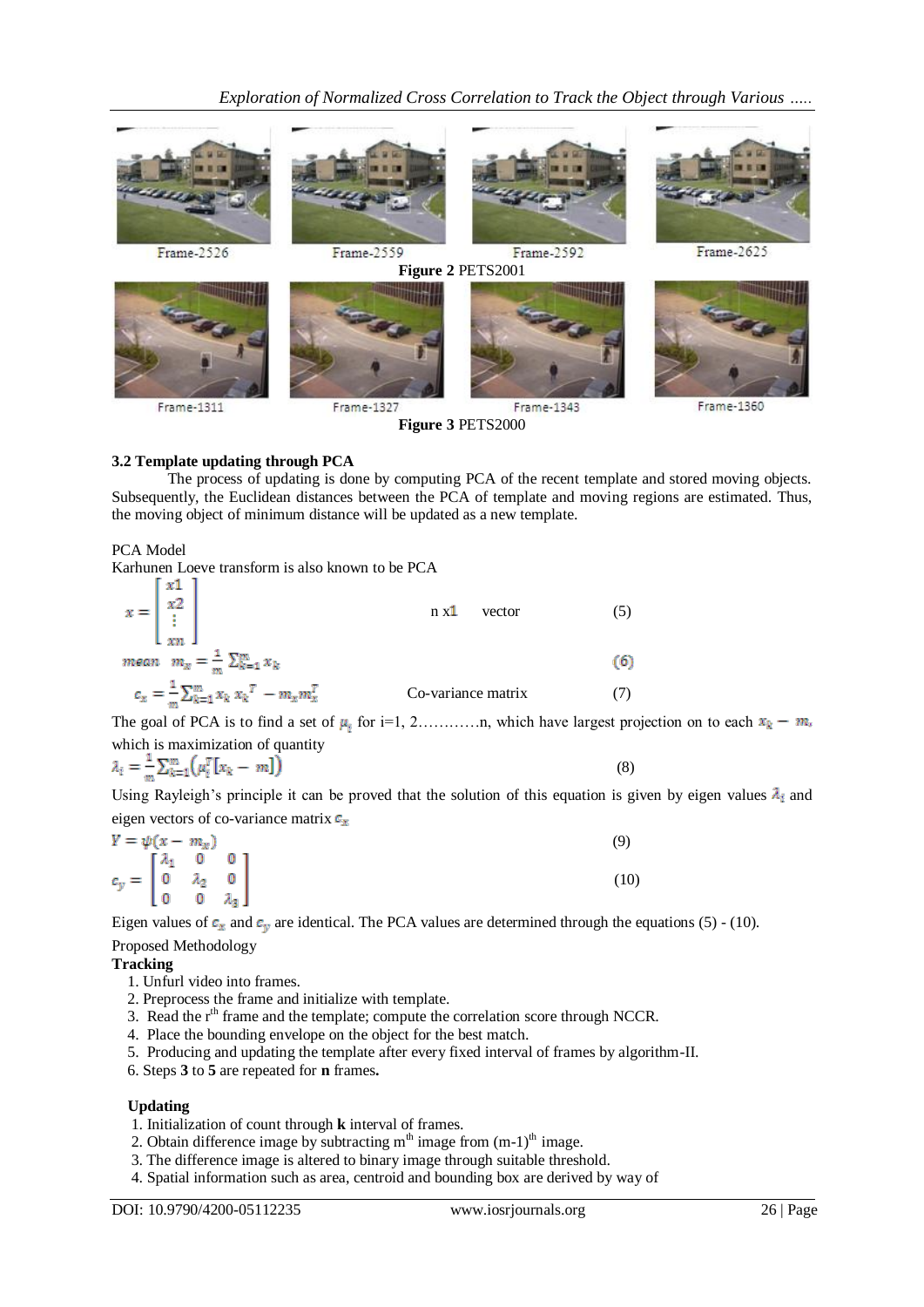Frame-2526 Frame-2559 Frame-2592 Frame-2625

**Figure 2** PETS2001

Frame-1311 Frame-1327 Frame-1343 Frame-1360

**Figure 3** PETS2000

### 3.2 Template updating through PCA

The process of updating is done by computing PCA of the recent template and stored moving objects. Subsequently, the Euclidean distances between the PCA of template and moving regions are estimated. Thus, the moving object of minimum distance will be updated as a new template.

PCA Model

Karhunen Loeve transform is also known to be PCA

$$x = \begin{bmatrix} x1 \\ x2 \\ \vdots \\ xn \end{bmatrix} \quad \text{n x1 vector} \tag{5}$$

$$mean \quad m_x = \frac{1}{m}\sum_{k=1}^{m} x_k \tag{6}$$

$$c_x = \frac{1}{m}\sum_{k=1}^{m} x_k\, x_k^{T} - m_x m_x^{T} \quad \text{Co-variance matrix} \tag{7}$$

The goal of PCA is to find a set of $\mu_i$ for i=1, 2…………n, which have largest projection on to each $x_k - m_x$ which is maximization of quantity

$$\lambda_i = \frac{1}{m}\sum_{k=1}^{m}\left(\mu_i^{T}[x_k - m]\right) \tag{8}$$

Using Rayleigh's principle it can be proved that the solution of this equation is given by eigen values $\lambda_i$ and eigen vectors of co-variance matrix $c_x$

$$Y = \psi(x - m_x) \tag{9}$$

$$c_y = \begin{bmatrix} \lambda_1 & 0 & 0 \\ 0 & \lambda_2 & 0 \\ 0 & 0 & \lambda_3 \end{bmatrix} \tag{10}$$

Eigen values of $c_x$ and $c_y$ are identical. The PCA values are determined through the equations (5) - (10).

Proposed Methodology

**Tracking**

1. Unfurl video into frames.
2. Preprocess the frame and initialize with template.
3. Read the $r^{th}$ frame and the template; compute the correlation score through NCCR.
4. Place the bounding envelope on the object for the best match.
5. Producing and updating the template after every fixed interval of frames by algorithm-II.
6. Steps **3** to **5** are repeated for **n** frames**.**

**Updating**

1. Initialization of count through **k** interval of frames.
2. Obtain difference image by subtracting $m^{th}$ image from $(m-1)^{th}$ image.
3. The difference image is altered to binary image through suitable threshold.
4. Spatial information such as area, centroid and bounding box are derived by way of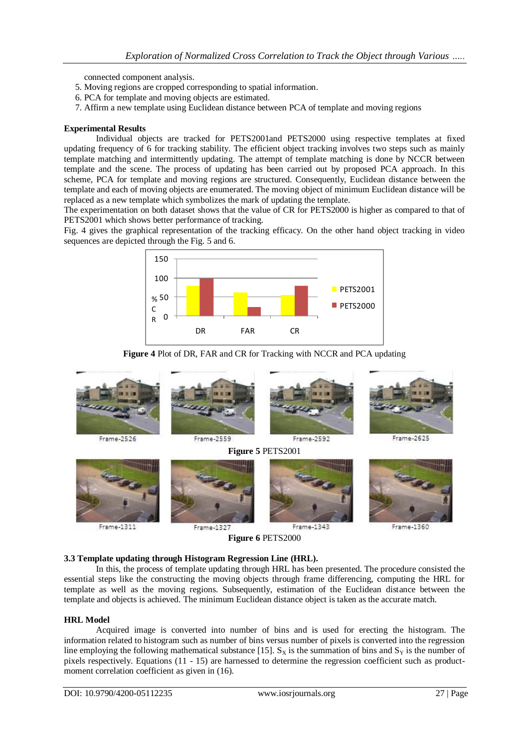connected component analysis.

5. Moving regions are cropped corresponding to spatial information.
6. PCA for template and moving objects are estimated.
7. Affirm a new template using Euclidean distance between PCA of template and moving regions

**Experimental Results**

Individual objects are tracked for PETS2001and PETS2000 using respective templates at fixed updating frequency of 6 for tracking stability. The efficient object tracking involves two steps such as mainly template matching and intermittently updating. The attempt of template matching is done by NCCR between template and the scene. The process of updating has been carried out by proposed PCA approach. In this scheme, PCA for template and moving regions are structured. Consequently, Euclidean distance between the template and each of moving objects are enumerated. The moving object of minimum Euclidean distance will be replaced as a new template which symbolizes the mark of updating the template.

The experimentation on both dataset shows that the value of CR for PETS2000 is higher as compared to that of PETS2001 which shows better performance of tracking.

Fig. 4 gives the graphical representation of the tracking efficacy. On the other hand object tracking in video sequences are depicted through the Fig. 5 and 6.

**Figure 4** Plot of DR, FAR and CR for Tracking with NCCR and PCA updating

Frame-2526 Frame-2559 Frame-2592 Frame-2625

**Figure 5** PETS2001

Frame-1311 Frame-1327 Frame-1343 Frame-1360

**Figure 6** PETS2000

**3.3 Template updating through Histogram Regression Line (HRL).**

In this, the process of template updating through HRL has been presented. The procedure consisted the essential steps like the constructing the moving objects through frame differencing, computing the HRL for template as well as the moving regions. Subsequently, estimation of the Euclidean distance between the template and objects is achieved. The minimum Euclidean distance object is taken as the accurate match.

**HRL Model**

Acquired image is converted into number of bins and is used for erecting the histogram. The information related to histogram such as number of bins versus number of pixels is converted into the regression line employing the following mathematical substance [15]. $S_X$ is the summation of bins and $S_Y$ is the number of pixels respectively. Equations (11 - 15) are harnessed to determine the regression coefficient such as product-moment correlation coefficient as given in (16).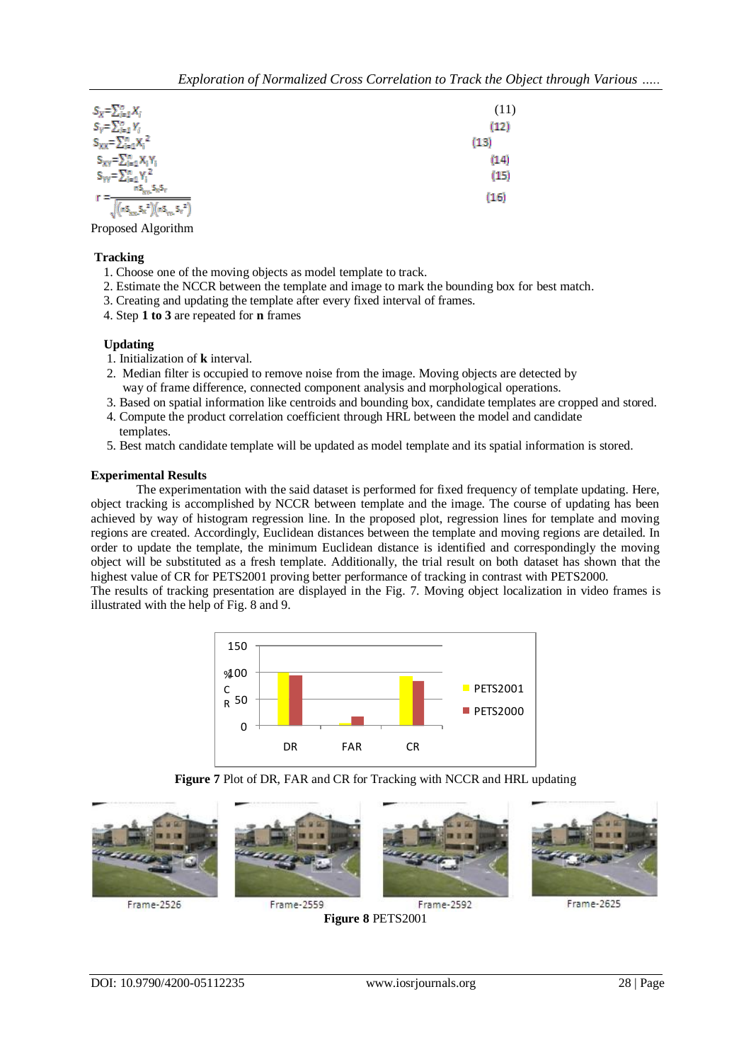$$S_X = \sum_{i=1}^{n} X_i \quad (11)$$

$$S_Y = \sum_{i=1}^{n} Y_i \quad (12)$$

$$S_{XX} = \sum_{i=1}^{n} X_i^2 \quad (13)$$

$$S_{XY} = \sum_{i=1}^{n} X_i Y_i \quad (14)$$

$$S_{YY} = \sum_{i=1}^{n} Y_i^2 \quad (15)$$

$$r = \frac{nS_{XY} - S_X S_Y}{\sqrt{(nS_{XX} - S_X^2)(nS_{YY} - S_Y^2)}} \quad (16)$$

Proposed Algorithm

**Tracking**

1. Choose one of the moving objects as model template to track.
2. Estimate the NCCR between the template and image to mark the bounding box for best match.
3. Creating and updating the template after every fixed interval of frames.
4. Step **1 to 3** are repeated for **n** frames

**Updating**

1. Initialization of **k** interval.
2. Median filter is occupied to remove noise from the image. Moving objects are detected by way of frame difference, connected component analysis and morphological operations.
3. Based on spatial information like centroids and bounding box, candidate templates are cropped and stored.
4. Compute the product correlation coefficient through HRL between the model and candidate templates.
5. Best match candidate template will be updated as model template and its spatial information is stored.

**Experimental Results**

The experimentation with the said dataset is performed for fixed frequency of template updating. Here, object tracking is accomplished by NCCR between template and the image. The course of updating has been achieved by way of histogram regression line. In the proposed plot, regression lines for template and moving regions are created. Accordingly, Euclidean distances between the template and moving regions are detailed. In order to update the template, the minimum Euclidean distance is identified and correspondingly the moving object will be substituted as a fresh template. Additionally, the trial result on both dataset has shown that the highest value of CR for PETS2001 proving better performance of tracking in contrast with PETS2000.

The results of tracking presentation are displayed in the Fig. 7. Moving object localization in video frames is illustrated with the help of Fig. 8 and 9.

**Figure 7** Plot of DR, FAR and CR for Tracking with NCCR and HRL updating

Frame-2526 Frame-2559 Frame-2592 Frame-2625

**Figure 8** PETS2001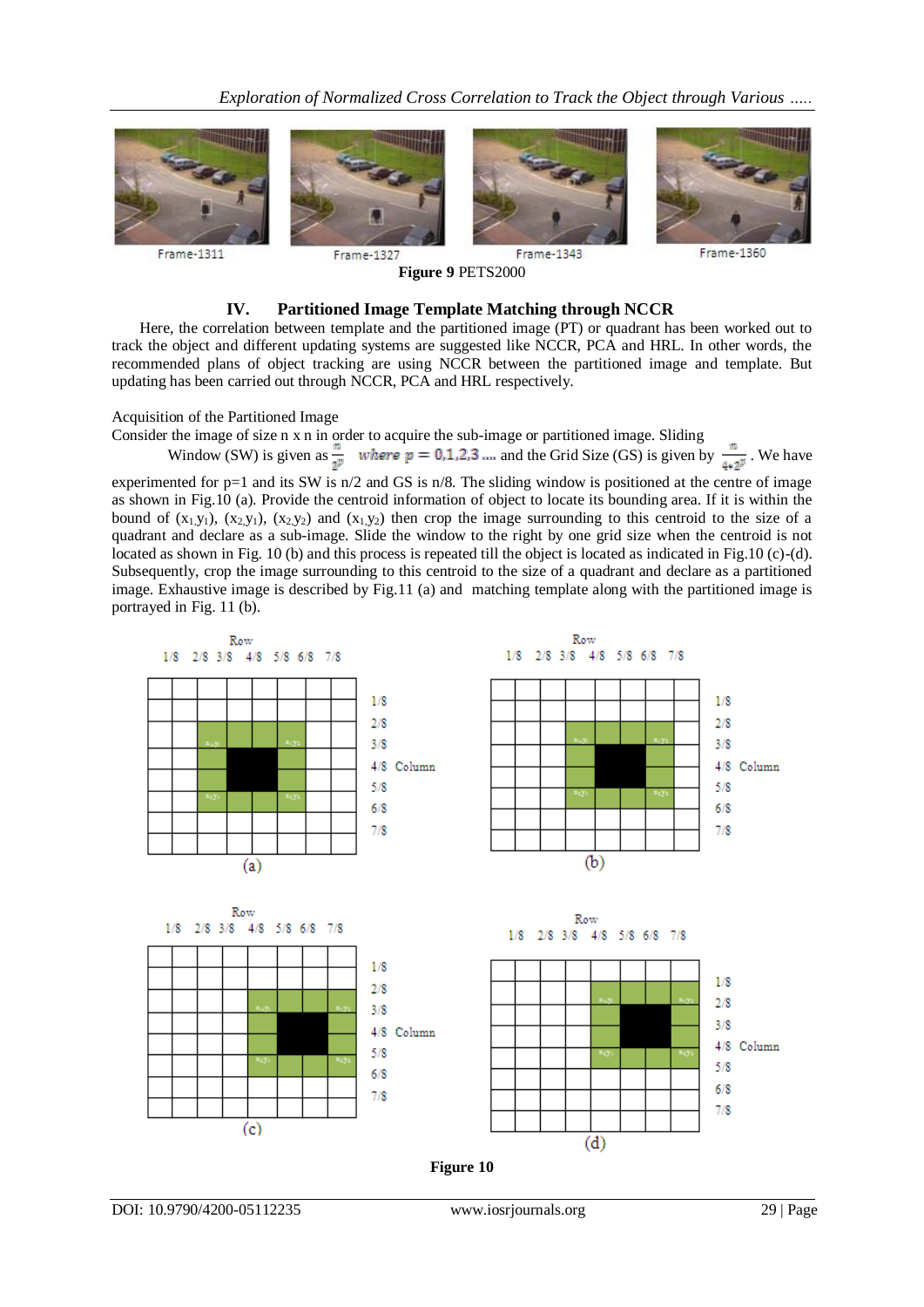Frame-1311 Frame-1327 Frame-1343 Frame-1360

**Figure 9** PETS2000

## IV. Partitioned Image Template Matching through NCCR

Here, the correlation between template and the partitioned image (PT) or quadrant has been worked out to track the object and different updating systems are suggested like NCCR, PCA and HRL. In other words, the recommended plans of object tracking are using NCCR between the partitioned image and template. But updating has been carried out through NCCR, PCA and HRL respectively.

Acquisition of the Partitioned Image

Consider the image of size n x n in order to acquire the sub-image or partitioned image. Sliding Window (SW) is given as $\frac{n}{2^p}$ *where* $p = 0,1,2,3 ....$ and the Grid Size (GS) is given by $\frac{n}{4 * 2^p}$. We have experimented for p=1 and its SW is n/2 and GS is n/8. The sliding window is positioned at the centre of image as shown in Fig.10 (a). Provide the centroid information of object to locate its bounding area. If it is within the bound of $(x_1,y_1)$, $(x_2,y_1)$, $(x_2,y_2)$ and $(x_1,y_2)$ then crop the image surrounding to this centroid to the size of a quadrant and declare as a sub-image. Slide the window to the right by one grid size when the centroid is not located as shown in Fig. 10 (b) and this process is repeated till the object is located as indicated in Fig.10 (c)-(d). Subsequently, crop the image surrounding to this centroid to the size of a quadrant and declare as a partitioned image. Exhaustive image is described by Fig.11 (a) and matching template along with the partitioned image is portrayed in Fig. 11 (b).

Row: 1/8 2/8 3/8 4/8 5/8 6/8 7/8 — Column: 1/8 2/8 3/8 4/8 5/8 6/8 7/8

(a) (b) (c) (d)

**Figure 10**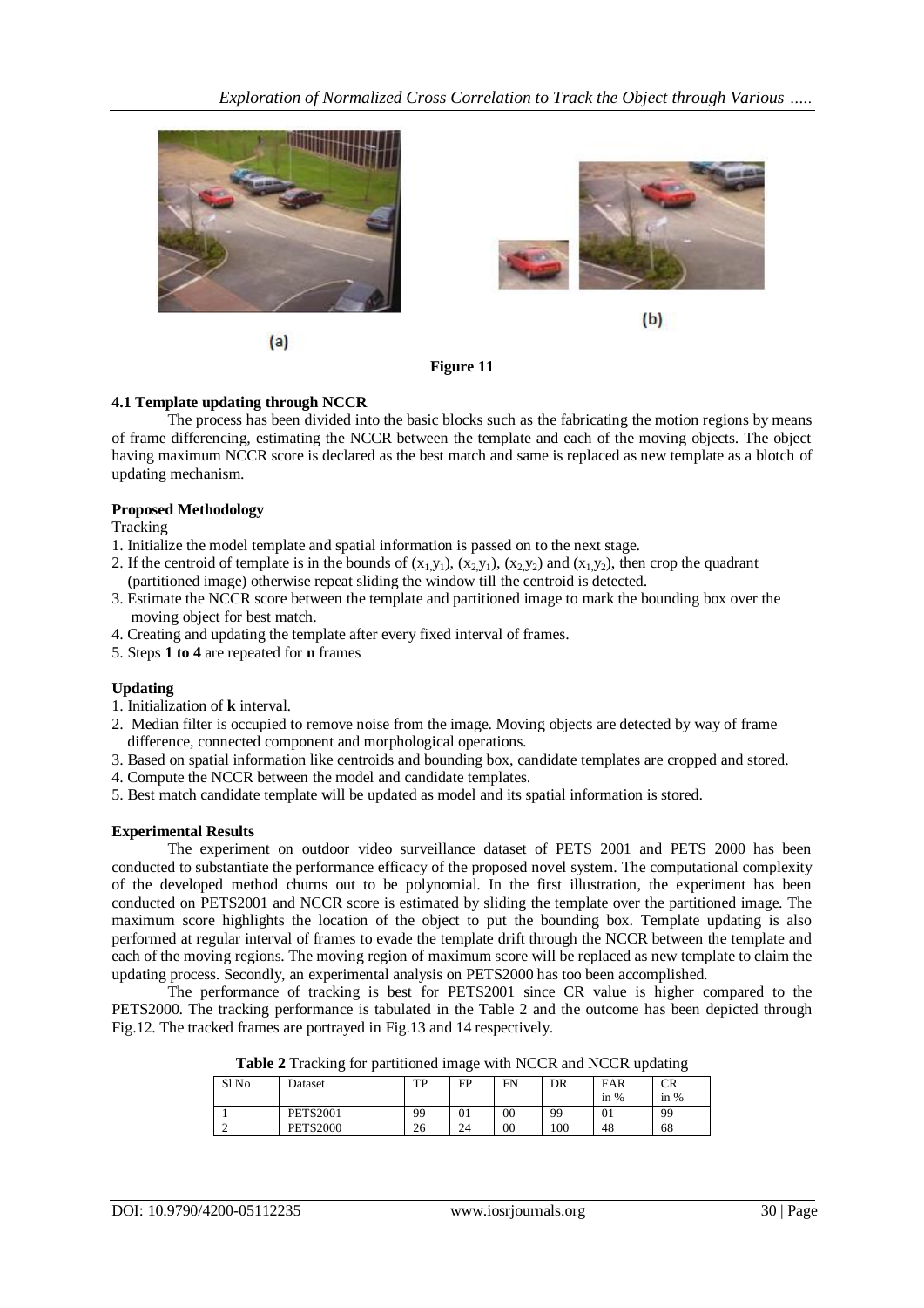(a)

(b)

**Figure 11**

### 4.1 Template updating through NCCR

The process has been divided into the basic blocks such as the fabricating the motion regions by means of frame differencing, estimating the NCCR between the template and each of the moving objects. The object having maximum NCCR score is declared as the best match and same is replaced as new template as a blotch of updating mechanism.

**Proposed Methodology**

Tracking

1. Initialize the model template and spatial information is passed on to the next stage.
2. If the centroid of template is in the bounds of $(x_1, y_1)$, $(x_2, y_1)$, $(x_2, y_2)$ and $(x_1, y_2)$, then crop the quadrant (partitioned image) otherwise repeat sliding the window till the centroid is detected.
3. Estimate the NCCR score between the template and partitioned image to mark the bounding box over the moving object for best match.
4. Creating and updating the template after every fixed interval of frames.
5. Steps **1 to 4** are repeated for **n** frames

**Updating**

1. Initialization of **k** interval.
2. Median filter is occupied to remove noise from the image. Moving objects are detected by way of frame difference, connected component and morphological operations.
3. Based on spatial information like centroids and bounding box, candidate templates are cropped and stored.
4. Compute the NCCR between the model and candidate templates.
5. Best match candidate template will be updated as model and its spatial information is stored.

**Experimental Results**

The experiment on outdoor video surveillance dataset of PETS 2001 and PETS 2000 has been conducted to substantiate the performance efficacy of the proposed novel system. The computational complexity of the developed method churns out to be polynomial. In the first illustration, the experiment has been conducted on PETS2001 and NCCR score is estimated by sliding the template over the partitioned image. The maximum score highlights the location of the object to put the bounding box. Template updating is also performed at regular interval of frames to evade the template drift through the NCCR between the template and each of the moving regions. The moving region of maximum score will be replaced as new template to claim the updating process. Secondly, an experimental analysis on PETS2000 has too been accomplished.

The performance of tracking is best for PETS2001 since CR value is higher compared to the PETS2000. The tracking performance is tabulated in the Table 2 and the outcome has been depicted through Fig.12. The tracked frames are portrayed in Fig.13 and 14 respectively.

**Table 2** Tracking for partitioned image with NCCR and NCCR updating

| Sl No | Dataset | TP | FP | FN | DR | FAR in % | CR in % |
|---|---|---|---|---|---|---|---|
| 1 | PETS2001 | 99 | 01 | 00 | 99 | 01 | 99 |
| 2 | PETS2000 | 26 | 24 | 00 | 100 | 48 | 68 |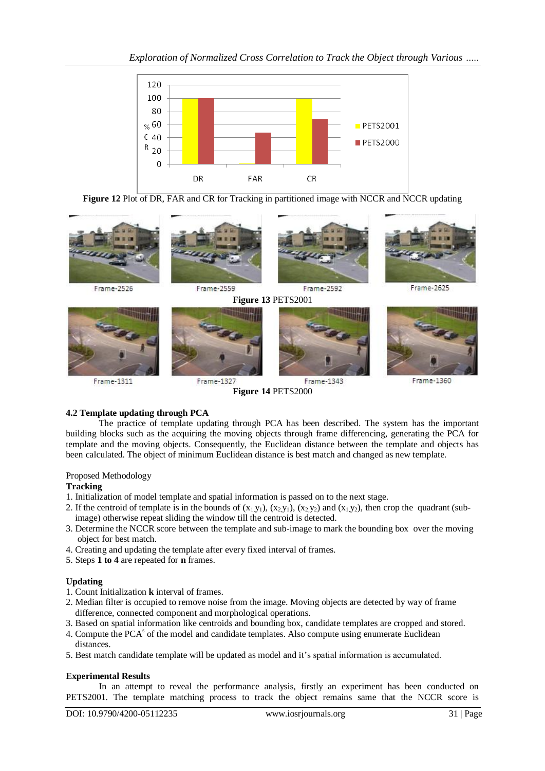Figure 12 Plot of DR, FAR and CR for Tracking in partitioned image with NCCR and NCCR updating

Figure 13 PETS2001

Figure 14 PETS2000

### 4.2 Template updating through PCA

The practice of template updating through PCA has been described. The system has the important building blocks such as the acquiring the moving objects through frame differencing, generating the PCA for template and the moving objects. Consequently, the Euclidean distance between the template and objects has been calculated. The object of minimum Euclidean distance is best match and changed as new template.

Proposed Methodology

**Tracking**

1. Initialization of model template and spatial information is passed on to the next stage.
2. If the centroid of template is in the bounds of $(x_1, y_1)$, $(x_2, y_1)$, $(x_2, y_2)$ and $(x_1, y_2)$, then crop the quadrant (sub-image) otherwise repeat sliding the window till the centroid is detected.
3. Determine the NCCR score between the template and sub-image to mark the bounding box over the moving object for best match.
4. Creating and updating the template after every fixed interval of frames.
5. Steps **1 to 4** are repeated for **n** frames.

**Updating**

1. Count Initialization **k** interval of frames.
2. Median filter is occupied to remove noise from the image. Moving objects are detected by way of frame difference, connected component and morphological operations.
3. Based on spatial information like centroids and bounding box, candidate templates are cropped and stored.
4. Compute the PCA's of the model and candidate templates. Also compute using enumerate Euclidean distances.
5. Best match candidate template will be updated as model and it's spatial information is accumulated.

**Experimental Results**

In an attempt to reveal the performance analysis, firstly an experiment has been conducted on PETS2001. The template matching process to track the object remains same that the NCCR score is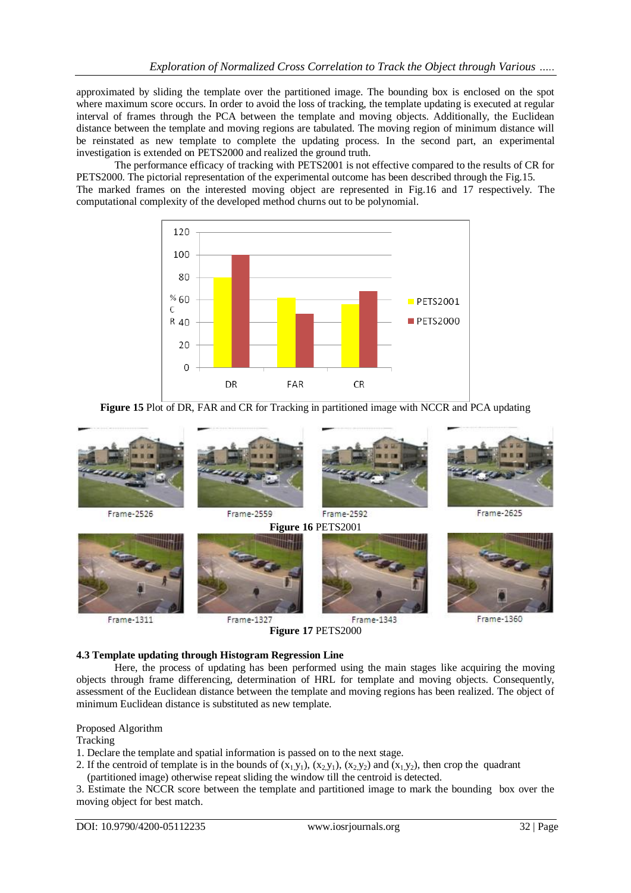approximated by sliding the template over the partitioned image. The bounding box is enclosed on the spot where maximum score occurs. In order to avoid the loss of tracking, the template updating is executed at regular interval of frames through the PCA between the template and moving objects. Additionally, the Euclidean distance between the template and moving regions are tabulated. The moving region of minimum distance will be reinstated as new template to complete the updating process. In the second part, an experimental investigation is extended on PETS2000 and realized the ground truth.

The performance efficacy of tracking with PETS2001 is not effective compared to the results of CR for PETS2000. The pictorial representation of the experimental outcome has been described through the Fig.15. The marked frames on the interested moving object are represented in Fig.16 and 17 respectively. The computational complexity of the developed method churns out to be polynomial.

**Figure 15** Plot of DR, FAR and CR for Tracking in partitioned image with NCCR and PCA updating

Frame-2526 Frame-2559 Frame-2592 Frame-2625

**Figure 16** PETS2001

Frame-1311 Frame-1327 Frame-1343 Frame-1360

**Figure 17** PETS2000

### 4.3 Template updating through Histogram Regression Line

Here, the process of updating has been performed using the main stages like acquiring the moving objects through frame differencing, determination of HRL for template and moving objects. Consequently, assessment of the Euclidean distance between the template and moving regions has been realized. The object of minimum Euclidean distance is substituted as new template.

Proposed Algorithm

Tracking

1. Declare the template and spatial information is passed on to the next stage.
2. If the centroid of template is in the bounds of $(x_1,y_1)$, $(x_2,y_1)$, $(x_2,y_2)$ and $(x_1,y_2)$, then crop the quadrant (partitioned image) otherwise repeat sliding the window till the centroid is detected.
3. Estimate the NCCR score between the template and partitioned image to mark the bounding box over the moving object for best match.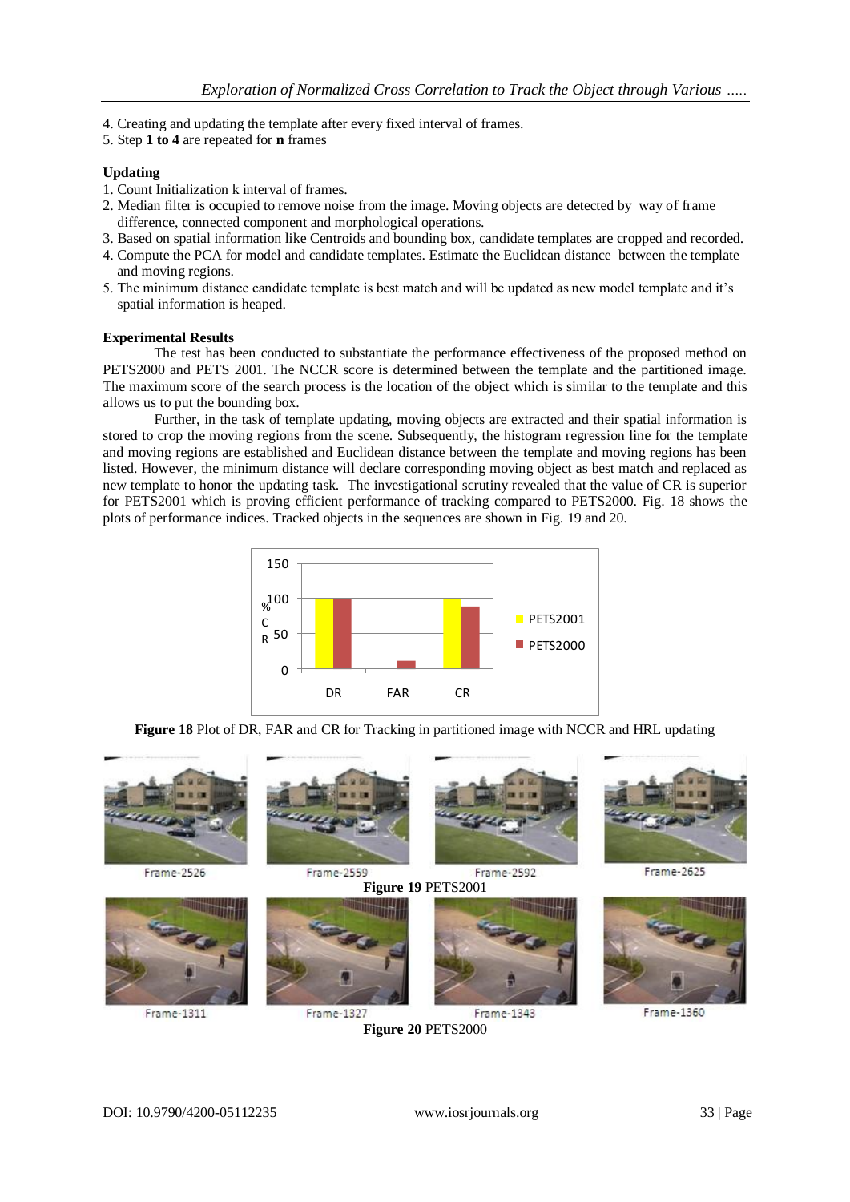4. Creating and updating the template after every fixed interval of frames.
5. Step **1 to 4** are repeated for **n** frames

**Updating**

1. Count Initialization k interval of frames.
2. Median filter is occupied to remove noise from the image. Moving objects are detected by way of frame difference, connected component and morphological operations.
3. Based on spatial information like Centroids and bounding box, candidate templates are cropped and recorded.
4. Compute the PCA for model and candidate templates. Estimate the Euclidean distance between the template and moving regions.
5. The minimum distance candidate template is best match and will be updated as new model template and it's spatial information is heaped.

**Experimental Results**

The test has been conducted to substantiate the performance effectiveness of the proposed method on PETS2000 and PETS 2001. The NCCR score is determined between the template and the partitioned image. The maximum score of the search process is the location of the object which is similar to the template and this allows us to put the bounding box.

Further, in the task of template updating, moving objects are extracted and their spatial information is stored to crop the moving regions from the scene. Subsequently, the histogram regression line for the template and moving regions are established and Euclidean distance between the template and moving regions has been listed. However, the minimum distance will declare corresponding moving object as best match and replaced as new template to honor the updating task. The investigational scrutiny revealed that the value of CR is superior for PETS2001 which is proving efficient performance of tracking compared to PETS2000. Fig. 18 shows the plots of performance indices. Tracked objects in the sequences are shown in Fig. 19 and 20.

**Figure 18** Plot of DR, FAR and CR for Tracking in partitioned image with NCCR and HRL updating

Frame-2526 Frame-2559 Frame-2592 Frame-2625

**Figure 19** PETS2001

Frame-1311 Frame-1327 Frame-1343 Frame-1360

**Figure 20** PETS2000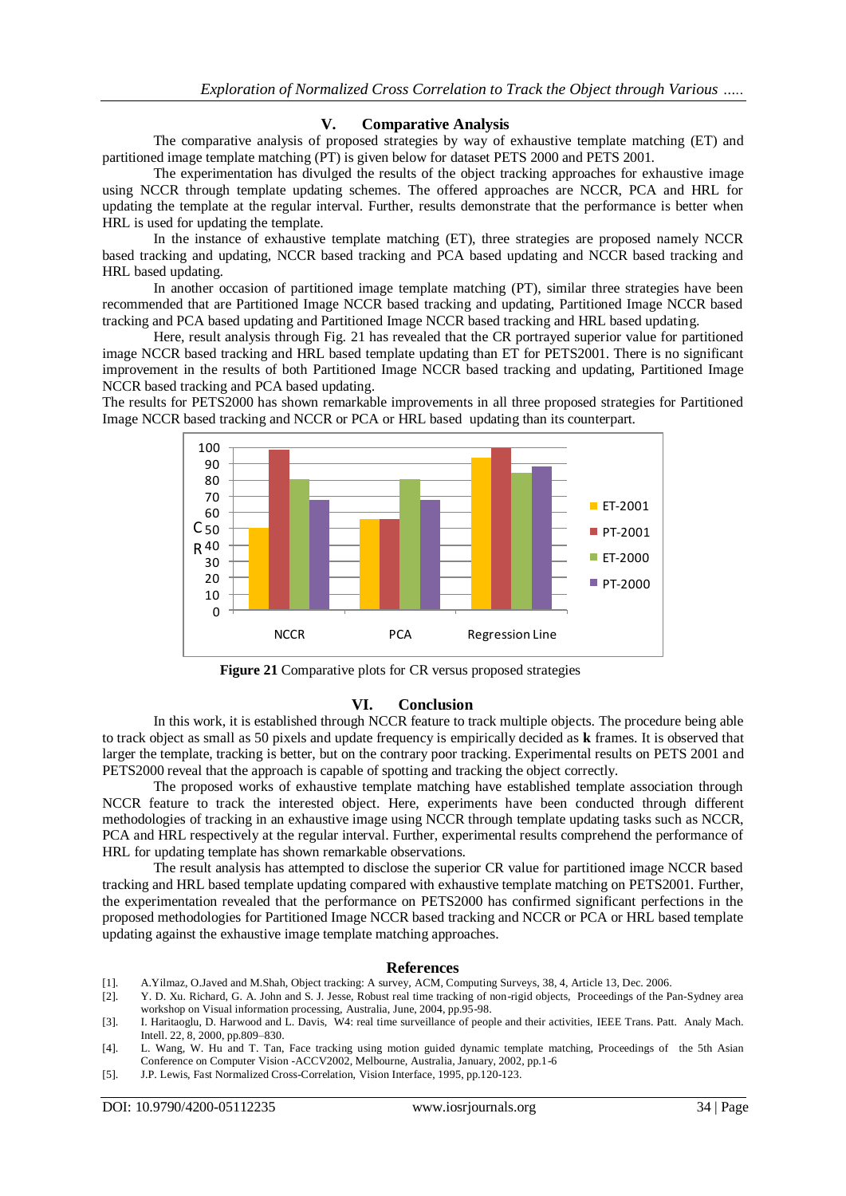## V. Comparative Analysis

The comparative analysis of proposed strategies by way of exhaustive template matching (ET) and partitioned image template matching (PT) is given below for dataset PETS 2000 and PETS 2001.

The experimentation has divulged the results of the object tracking approaches for exhaustive image using NCCR through template updating schemes. The offered approaches are NCCR, PCA and HRL for updating the template at the regular interval. Further, results demonstrate that the performance is better when HRL is used for updating the template.

In the instance of exhaustive template matching (ET), three strategies are proposed namely NCCR based tracking and updating, NCCR based tracking and PCA based updating and NCCR based tracking and HRL based updating.

In another occasion of partitioned image template matching (PT), similar three strategies have been recommended that are Partitioned Image NCCR based tracking and updating, Partitioned Image NCCR based tracking and PCA based updating and Partitioned Image NCCR based tracking and HRL based updating.

Here, result analysis through Fig. 21 has revealed that the CR portrayed superior value for partitioned image NCCR based tracking and HRL based template updating than ET for PETS2001. There is no significant improvement in the results of both Partitioned Image NCCR based tracking and updating, Partitioned Image NCCR based tracking and PCA based updating.

The results for PETS2000 has shown remarkable improvements in all three proposed strategies for Partitioned Image NCCR based tracking and NCCR or PCA or HRL based updating than its counterpart.

**Figure 21** Comparative plots for CR versus proposed strategies

## VI. Conclusion

In this work, it is established through NCCR feature to track multiple objects. The procedure being able to track object as small as 50 pixels and update frequency is empirically decided as **k** frames. It is observed that larger the template, tracking is better, but on the contrary poor tracking. Experimental results on PETS 2001 and PETS2000 reveal that the approach is capable of spotting and tracking the object correctly.

The proposed works of exhaustive template matching have established template association through NCCR feature to track the interested object. Here, experiments have been conducted through different methodologies of tracking in an exhaustive image using NCCR through template updating tasks such as NCCR, PCA and HRL respectively at the regular interval. Further, experimental results comprehend the performance of HRL for updating template has shown remarkable observations.

The result analysis has attempted to disclose the superior CR value for partitioned image NCCR based tracking and HRL based template updating compared with exhaustive template matching on PETS2001. Further, the experimentation revealed that the performance on PETS2000 has confirmed significant perfections in the proposed methodologies for Partitioned Image NCCR based tracking and NCCR or PCA or HRL based template updating against the exhaustive image template matching approaches.

## References

[1]. A.Yilmaz, O.Javed and M.Shah, Object tracking: A survey, ACM, Computing Surveys, 38, 4, Article 13, Dec. 2006.

[2]. Y. D. Xu. Richard, G. A. John and S. J. Jesse, Robust real time tracking of non-rigid objects, Proceedings of the Pan-Sydney area workshop on Visual information processing, Australia, June, 2004, pp.95-98.

[3]. I. Haritaoglu, D. Harwood and L. Davis, W4: real time surveillance of people and their activities, IEEE Trans. Patt. Analy Mach. Intell. 22, 8, 2000, pp.809–830.

[4]. L. Wang, W. Hu and T. Tan, Face tracking using motion guided dynamic template matching, Proceedings of the 5th Asian Conference on Computer Vision -ACCV2002, Melbourne, Australia, January, 2002, pp.1-6

[5]. J.P. Lewis, Fast Normalized Cross-Correlation, Vision Interface, 1995, pp.120-123.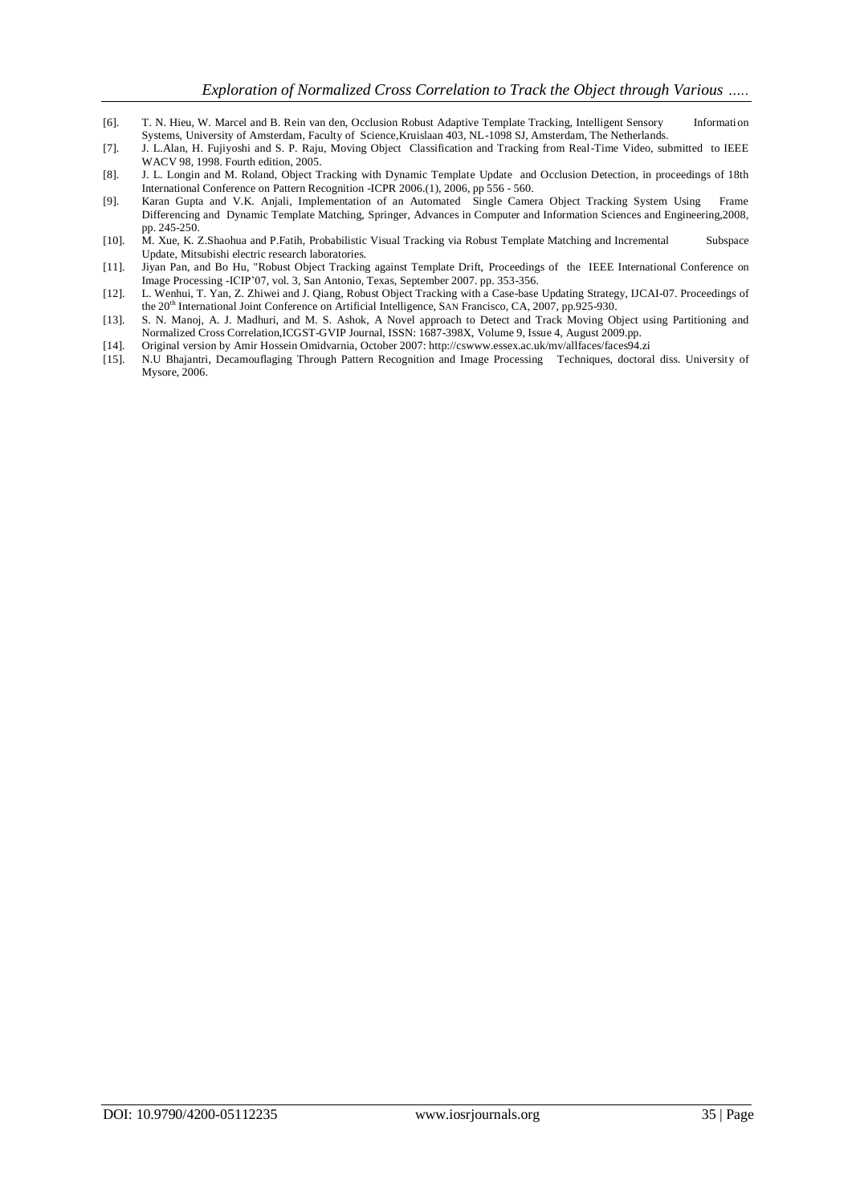[6]. T. N. Hieu, W. Marcel and B. Rein van den, Occlusion Robust Adaptive Template Tracking, Intelligent Sensory Information Systems, University of Amsterdam, Faculty of Science,Kruislaan 403, NL-1098 SJ, Amsterdam, The Netherlands.

[7]. J. L.Alan, H. Fujiyoshi and S. P. Raju, Moving Object Classification and Tracking from Real-Time Video, submitted to IEEE WACV 98, 1998. Fourth edition, 2005.

[8]. J. L. Longin and M. Roland, Object Tracking with Dynamic Template Update and Occlusion Detection, in proceedings of 18th International Conference on Pattern Recognition -ICPR 2006.(1), 2006, pp 556 - 560.

[9]. Karan Gupta and V.K. Anjali, Implementation of an Automated Single Camera Object Tracking System Using Frame Differencing and Dynamic Template Matching, Springer, Advances in Computer and Information Sciences and Engineering,2008, pp. 245-250.

[10]. M. Xue, K. Z.Shaohua and P.Fatih, Probabilistic Visual Tracking via Robust Template Matching and Incremental Subspace Update, Mitsubishi electric research laboratories.

[11]. Jiyan Pan, and Bo Hu, "Robust Object Tracking against Template Drift, Proceedings of the IEEE International Conference on Image Processing -ICIP'07, vol. 3, San Antonio, Texas, September 2007. pp. 353-356.

[12]. L. Wenhui, T. Yan, Z. Zhiwei and J. Qiang, Robust Object Tracking with a Case-base Updating Strategy, IJCAI-07. Proceedings of the 20th International Joint Conference on Artificial Intelligence, SAN Francisco, CA, 2007, pp.925-930.

[13]. S. N. Manoj, A. J. Madhuri, and M. S. Ashok, A Novel approach to Detect and Track Moving Object using Partitioning and Normalized Cross Correlation,ICGST-GVIP Journal, ISSN: 1687-398X, Volume 9, Issue 4, August 2009.pp.

[14]. Original version by Amir Hossein Omidvarnia, October 2007: http://cswww.essex.ac.uk/mv/allfaces/faces94.zi

[15]. N.U Bhajantri, Decamouflaging Through Pattern Recognition and Image Processing Techniques, doctoral diss. University of Mysore, 2006.